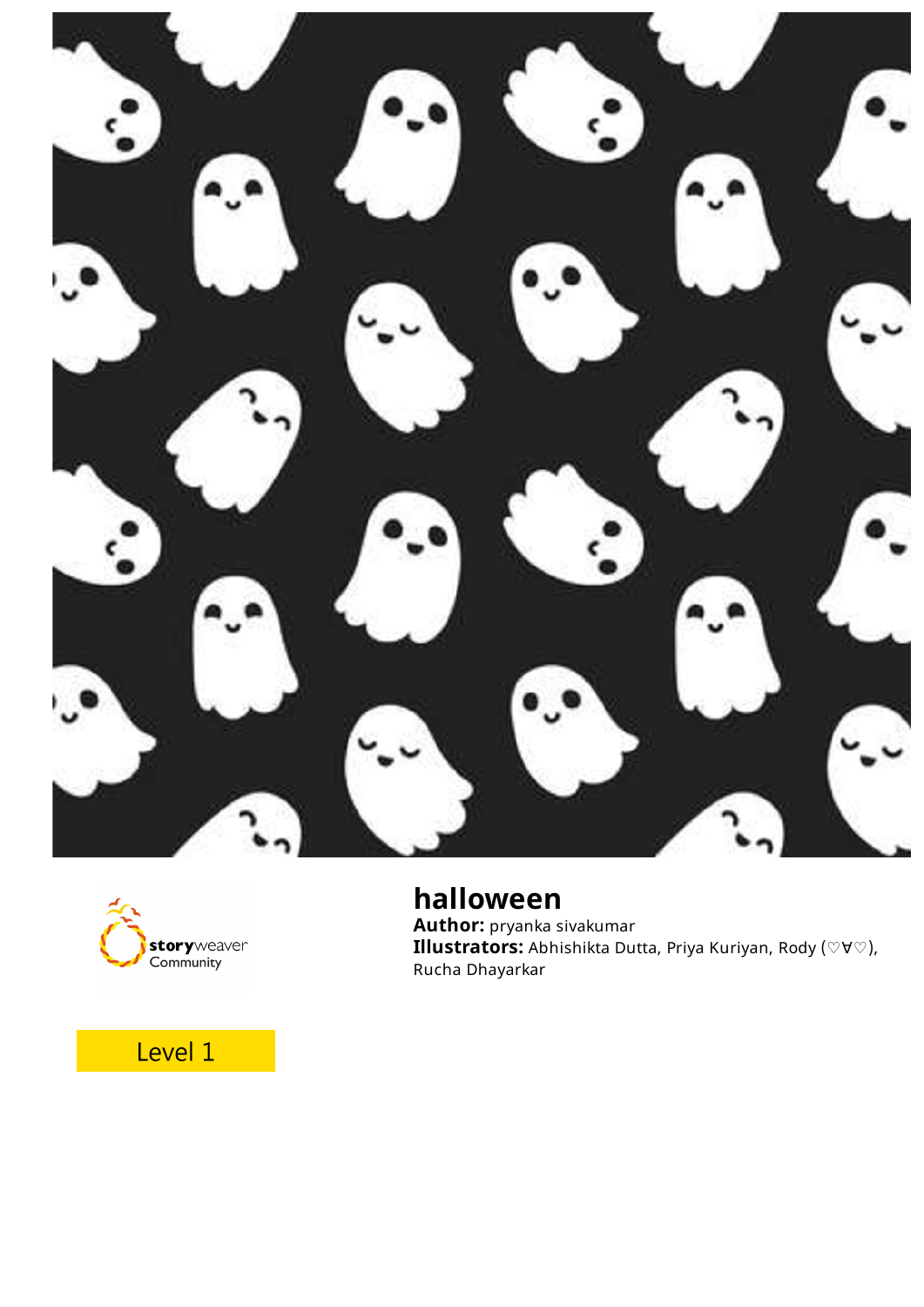# halloween

**Author:** pryanka sivakumar
**Illustrators:** Abhishikta Dutta, Priya Kuriyan, Rody (♡∀♡), Rucha Dhayarkar

storyweaver Community

Level 1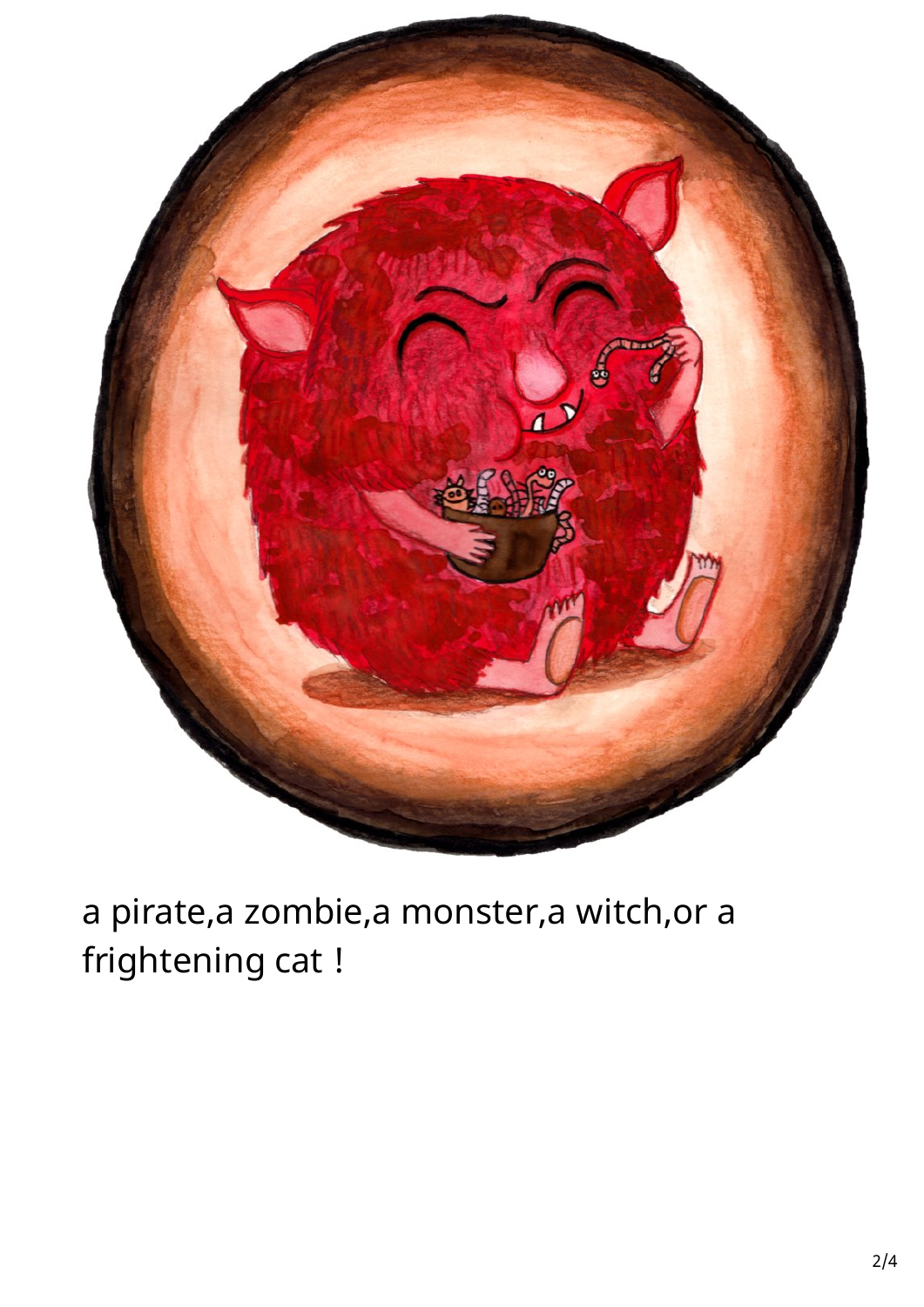a pirate,a zombie,a monster,a witch,or a frightening cat !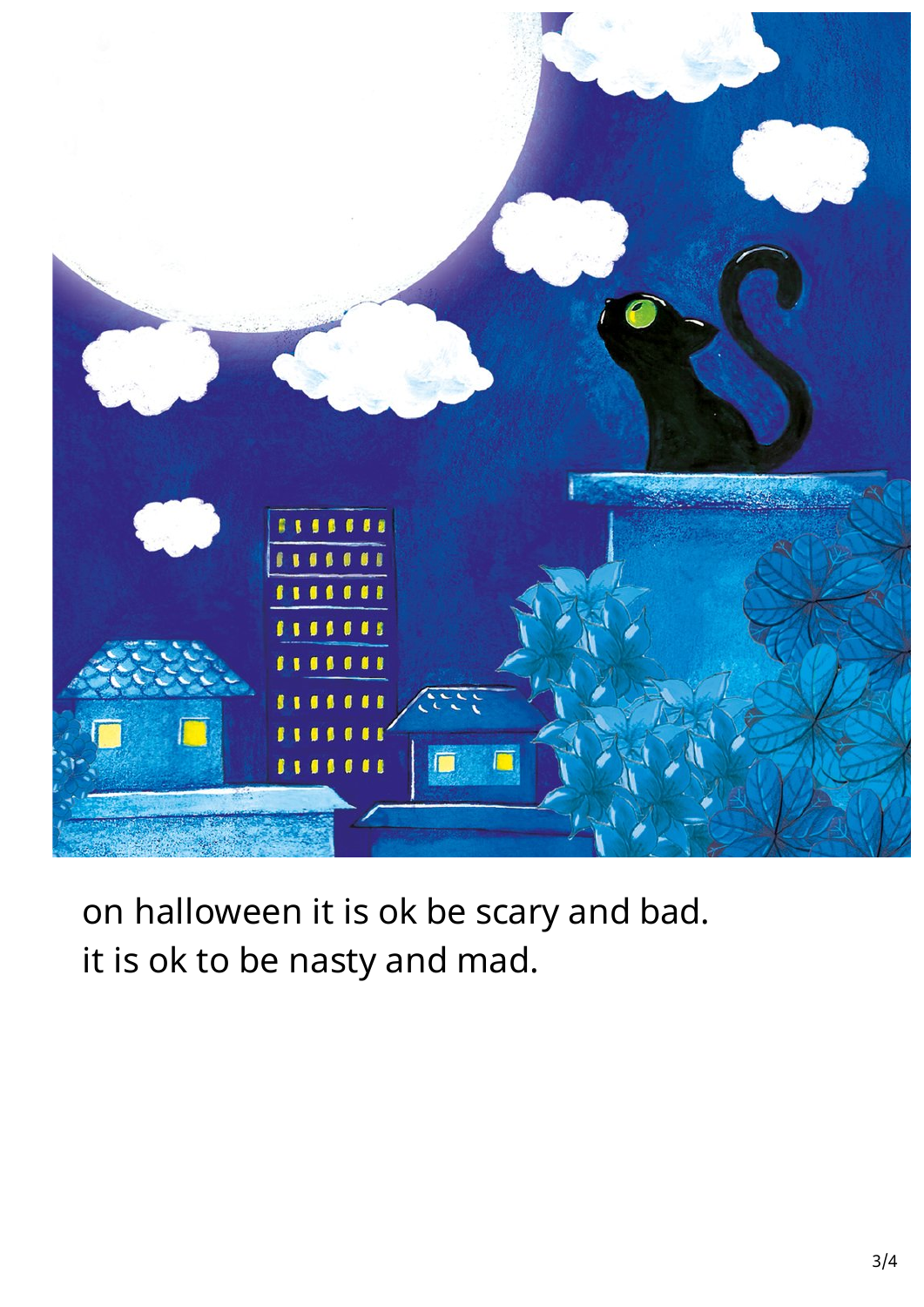on halloween it is ok be scary and bad.
it is ok to be nasty and mad.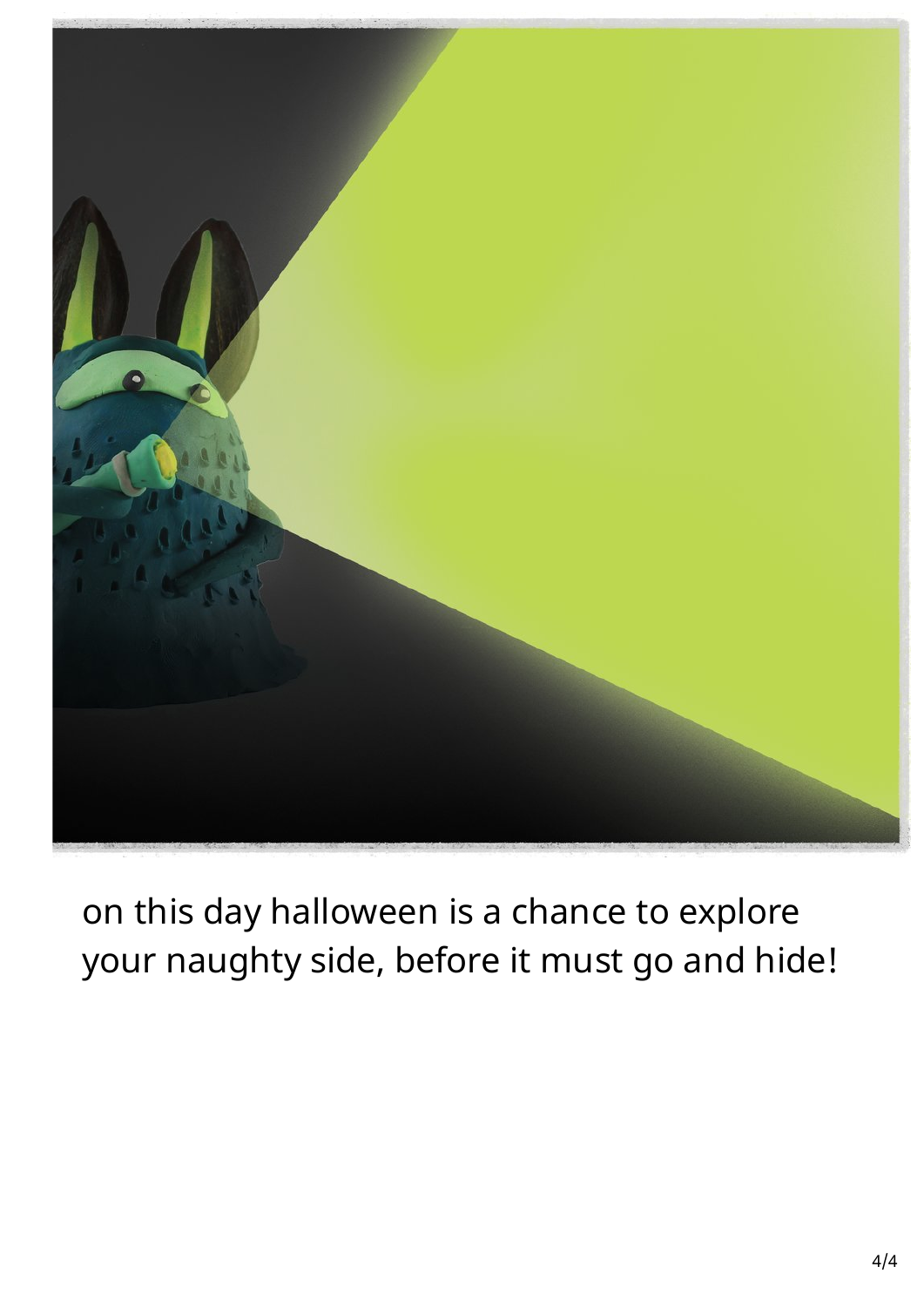on this day halloween is a chance to explore your naughty side, before it must go and hide!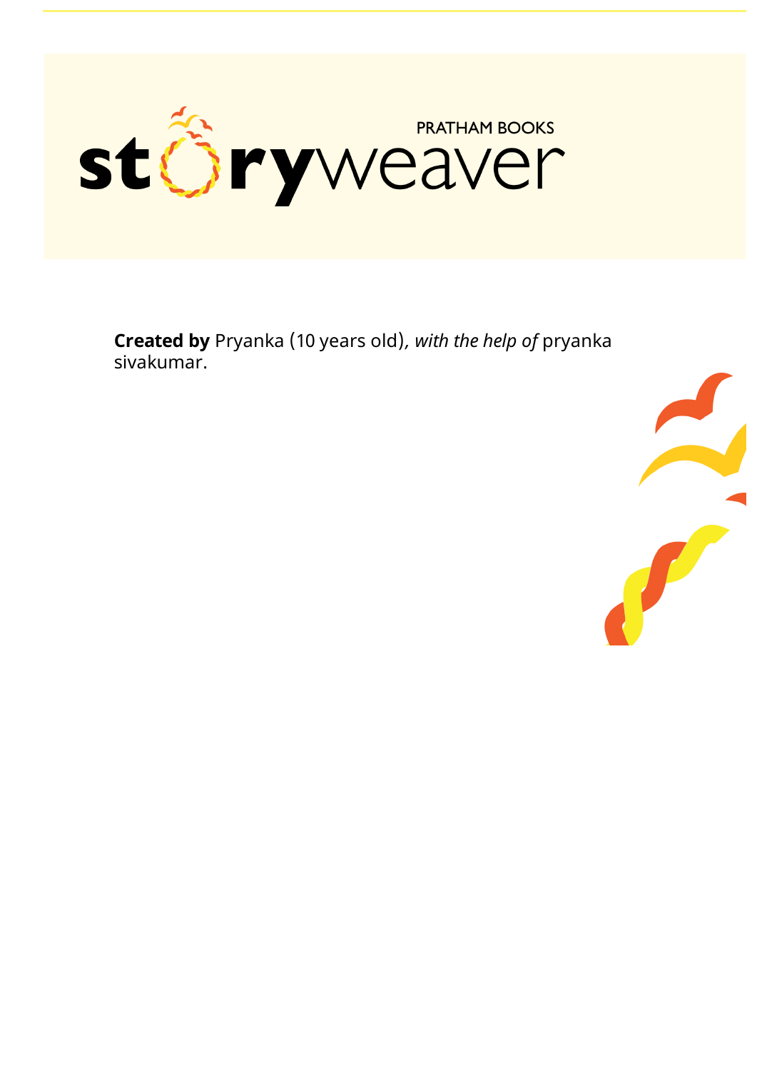**Created by** Pryanka (10 years old), *with the help of* pryanka sivakumar.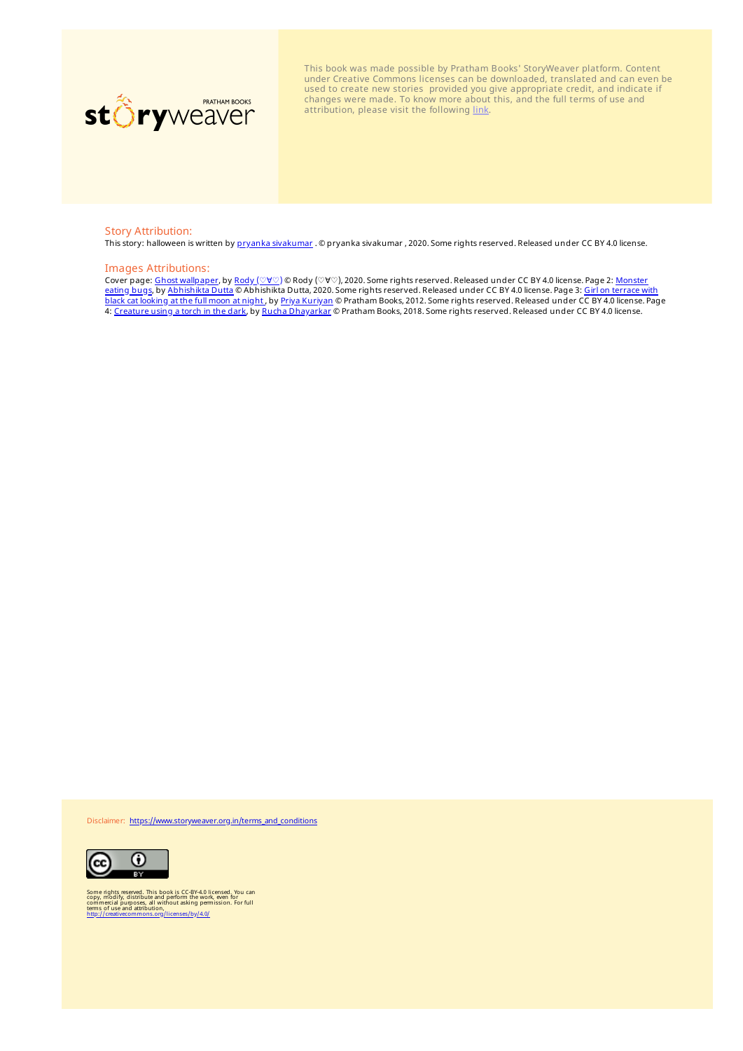storyweaver PRATHAM BOOKS

This book was made possible by Pratham Books' StoryWeaver platform. Content under Creative Commons licenses can be downloaded, translated and can even be used to create new stories provided you give appropriate credit, and indicate if changes were made. To know more about this, and the full terms of use and attribution, please visit the following link.

## Story Attribution:

This story: halloween is written by pryanka sivakumar . © pryanka sivakumar , 2020. Some rights reserved. Released under CC BY 4.0 license.

## Images Attributions:

Cover page: Ghost wallpaper, by Rody (♡∀♡) © Rody (♡∀♡), 2020. Some rights reserved. Released under CC BY 4.0 license. Page 2: Monster eating bugs, by Abhishikta Dutta © Abhishikta Dutta, 2020. Some rights reserved. Released under CC BY 4.0 license. Page 3: Girl on terrace with black cat looking at the full moon at night, by Priya Kuriyan © Pratham Books, 2012. Some rights reserved. Released under CC BY 4.0 license. Page 4: Creature using a torch in the dark, by Rucha Dhayarkar © Pratham Books, 2018. Some rights reserved. Released under CC BY 4.0 license.

Disclaimer: https://www.storyweaver.org.in/terms_and_conditions

Some rights reserved. This book is CC-BY-4.0 licensed. You can copy, modify, distribute and perform the work, even for commercial purposes, all without asking permission. For full terms of use and attribution, http://creativecommons.org/licenses/by/4.0/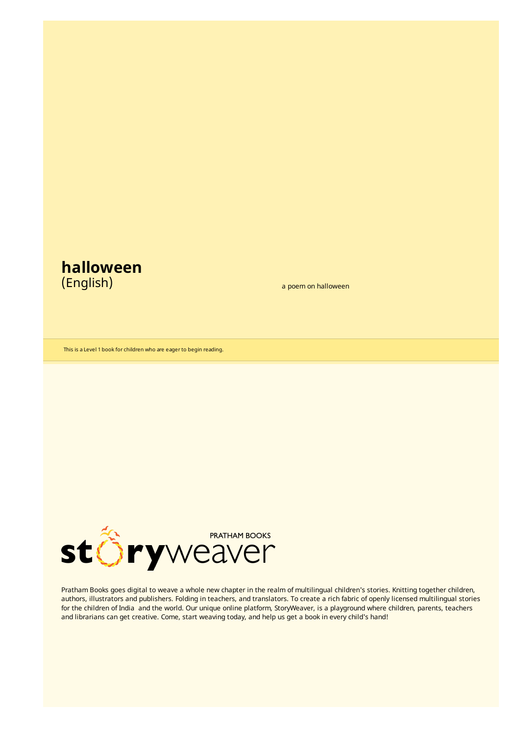**halloween**
(English)

a poem on halloween

This is a Level 1 book for children who are eager to begin reading.

storyweaver PRATHAM BOOKS

Pratham Books goes digital to weave a whole new chapter in the realm of multilingual children's stories. Knitting together children, authors, illustrators and publishers. Folding in teachers, and translators. To create a rich fabric of openly licensed multilingual stories for the children of India and the world. Our unique online platform, StoryWeaver, is a playground where children, parents, teachers and librarians can get creative. Come, start weaving today, and help us get a book in every child's hand!